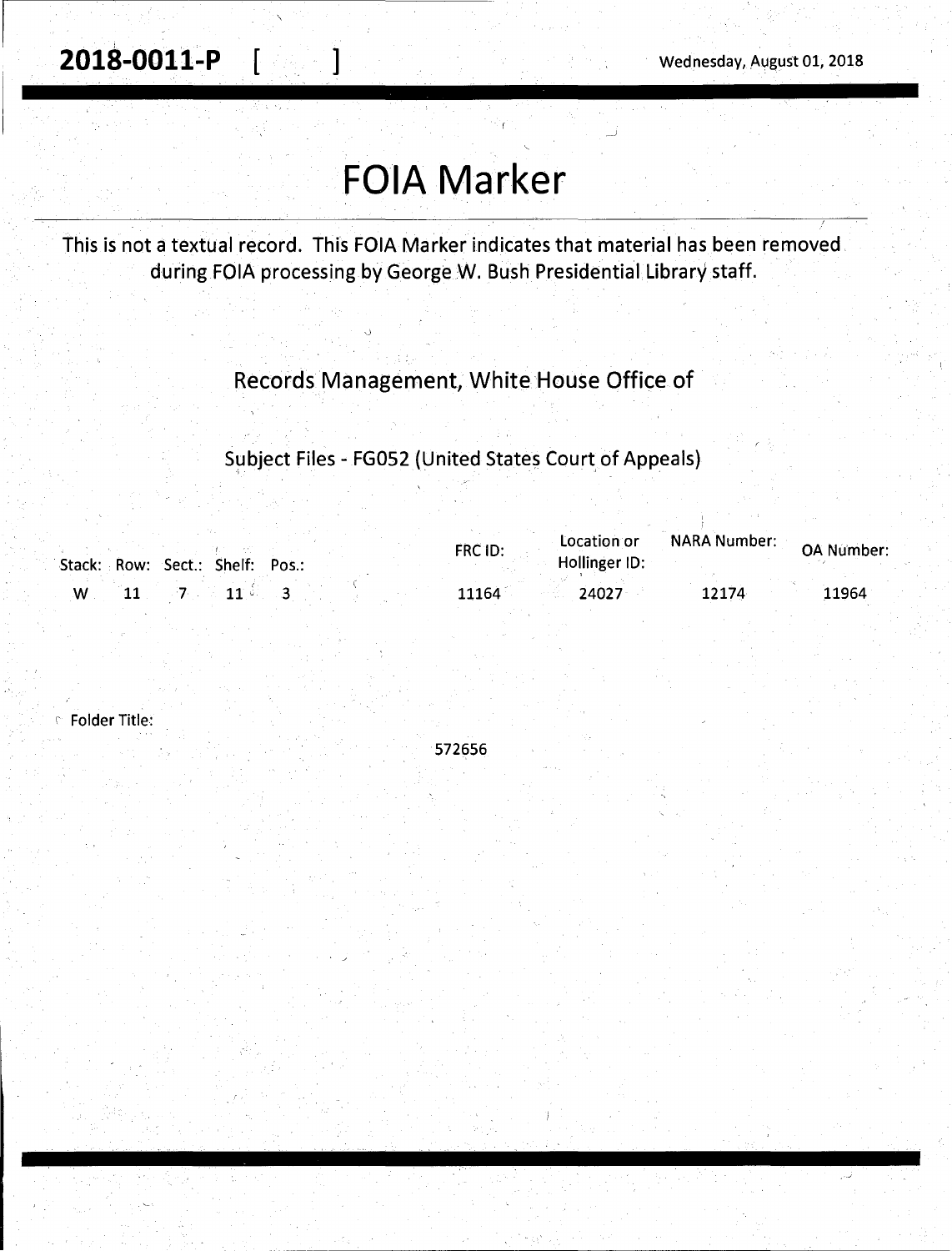**2018-0011-P** [ ] Wednesday, August 01, 2018

# FOIA Marker

This is not a textual record. This FOIA Marker indicates that material has been removed during FOIA processing by George W. Bush Presidential Library staff.

Records Management, White House Office of

Subject Files - FG052 (United States Court of Appeals)

| Stack: | Row: | Sect.: | Shelf: | Pos.: | FRC ID: | Location or Hollinger ID: | NARA Number: | OA Number: |
|---|---|---|---|---|---|---|---|---|
| W | 11 | 7 | 11 | 3 | 11164 | 24027 | 12174 | 11964 |

Folder Title:

572656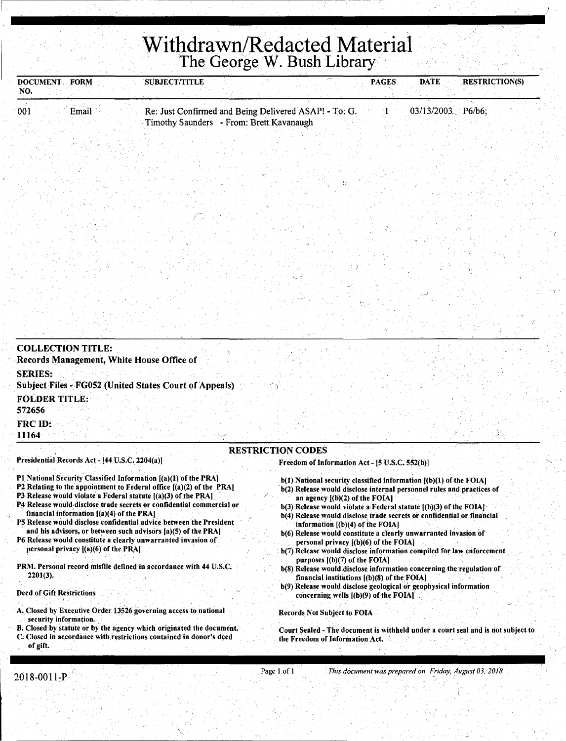# Withdrawn/Redacted Material

## The George W. Bush Library

| DOCUMENT NO. | FORM | SUBJECT/TITLE | PAGES | DATE | RESTRICTION(S) |
|---|---|---|---|---|---|
| 001 | Email | Re: Just Confirmed and Being Delivered ASAP! - To: G. Timothy Saunders - From: Brett Kavanaugh | 1 | 03/13/2003 | P6/b6; |

**COLLECTION TITLE:**
Records Management, White House Office of

**SERIES:**
Subject Files - FG052 (United States Court of Appeals)

**FOLDER TITLE:**
572656

**FRC ID:**
11164

### RESTRICTION CODES

**Presidential Records Act - [44 U.S.C. 2204(a)]**

- P1 National Security Classified Information [(a)(1) of the PRA]
- P2 Relating to the appointment to Federal office [(a)(2) of the PRA]
- P3 Release would violate a Federal statute [(a)(3) of the PRA]
- P4 Release would disclose trade secrets or confidential commercial or financial information [(a)(4) of the PRA]
- P5 Release would disclose confidential advice between the President and his advisors, or between such advisors [a)(5) of the PRA]
- P6 Release would constitute a clearly unwarranted invasion of personal privacy [(a)(6) of the PRA]

PRM. Personal record misfile defined in accordance with 44 U.S.C. 2201(3).

**Deed of Gift Restrictions**

- A. Closed by Executive Order 13526 governing access to national security information.
- B. Closed by statute or by the agency which originated the document.
- C. Closed in accordance with restrictions contained in donor's deed of gift.

**Freedom of Information Act - [5 U.S.C. 552(b)]**

- b(1) National security classified information [(b)(1) of the FOIA]
- b(2) Release would disclose internal personnel rules and practices of an agency [(b)(2) of the FOIA]
- b(3) Release would violate a Federal statute [(b)(3) of the FOIA]
- b(4) Release would disclose trade secrets or confidential or financial information [(b)(4) of the FOIA]
- b(6) Release would constitute a clearly unwarranted invasion of personal privacy [(b)(6) of the FOIA]
- b(7) Release would disclose information compiled for law enforcement purposes [(b)(7) of the FOIA]
- b(8) Release would disclose information concerning the regulation of financial institutions [(b)(8) of the FOIA]
- b(9) Release would disclose geological or geophysical information concerning wells [(b)(9) of the FOIA]

Records Not Subject to FOIA

Court Sealed - The document is withheld under a court seal and is not subject to the Freedom of Information Act.

2018-0011-P

*This document was prepared on Friday, August 03, 2018*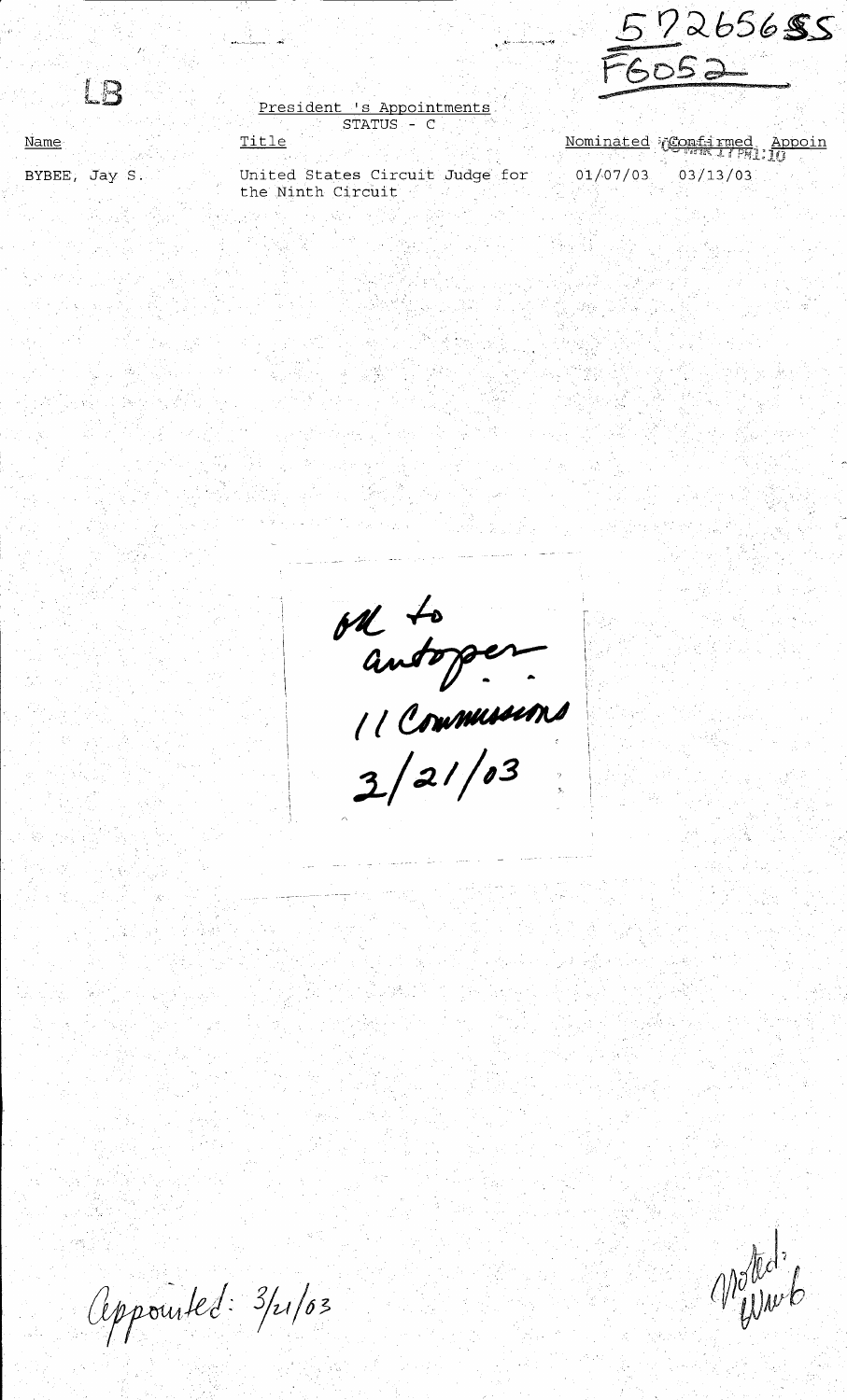LB

572656SS
F6052

President 's Appointments
STATUS - C

| Name | Title | Nominated | Confirmed | Appoin |
| --- | --- | --- | --- | --- |
| BYBEE, Jay S. | United States Circuit Judge for the Ninth Circuit | 01/07/03 | 03/13/03 | |

OK to autopen
11 Commissions
3/21/03

Appointed: 3/21/03

Noted: LWW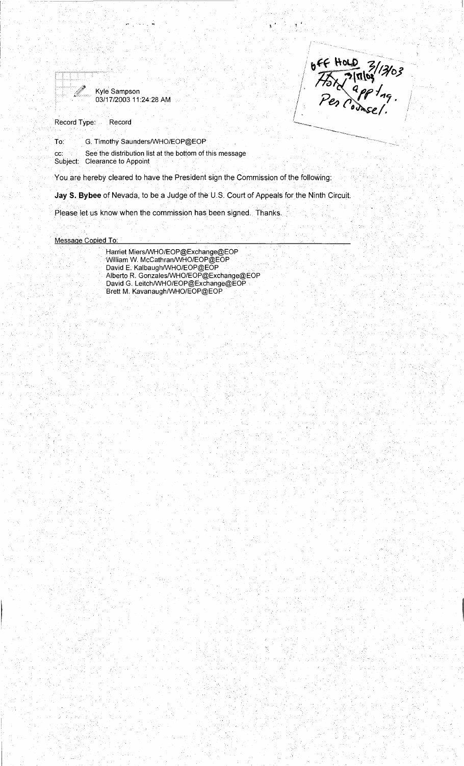Off Hold 3/13/03
Hold 3/11/03 appt'ng.
Per Counsel.

Kyle Sampson
03/17/2003 11:24:28 AM

Record Type: Record

To: G. Timothy Saunders/WHO/EOP@EOP

cc: See the distribution list at the bottom of this message

Subject: Clearance to Appoint

You are hereby cleared to have the President sign the Commission of the following:

**Jay S. Bybee** of Nevada, to be a Judge of the U.S. Court of Appeals for the Ninth Circuit.

Please let us know when the commission has been signed. Thanks.

Message Copied To:

Harriet Miers/WHO/EOP@Exchange@EOP
William W. McCathran/WHO/EOP@EOP
David E. Kalbaugh/WHO/EOP@EOP
Alberto R. Gonzales/WHO/EOP@Exchange@EOP
David G. Leitch/WHO/EOP@Exchange@EOP
Brett M. Kavanaugh/WHO/EOP@EOP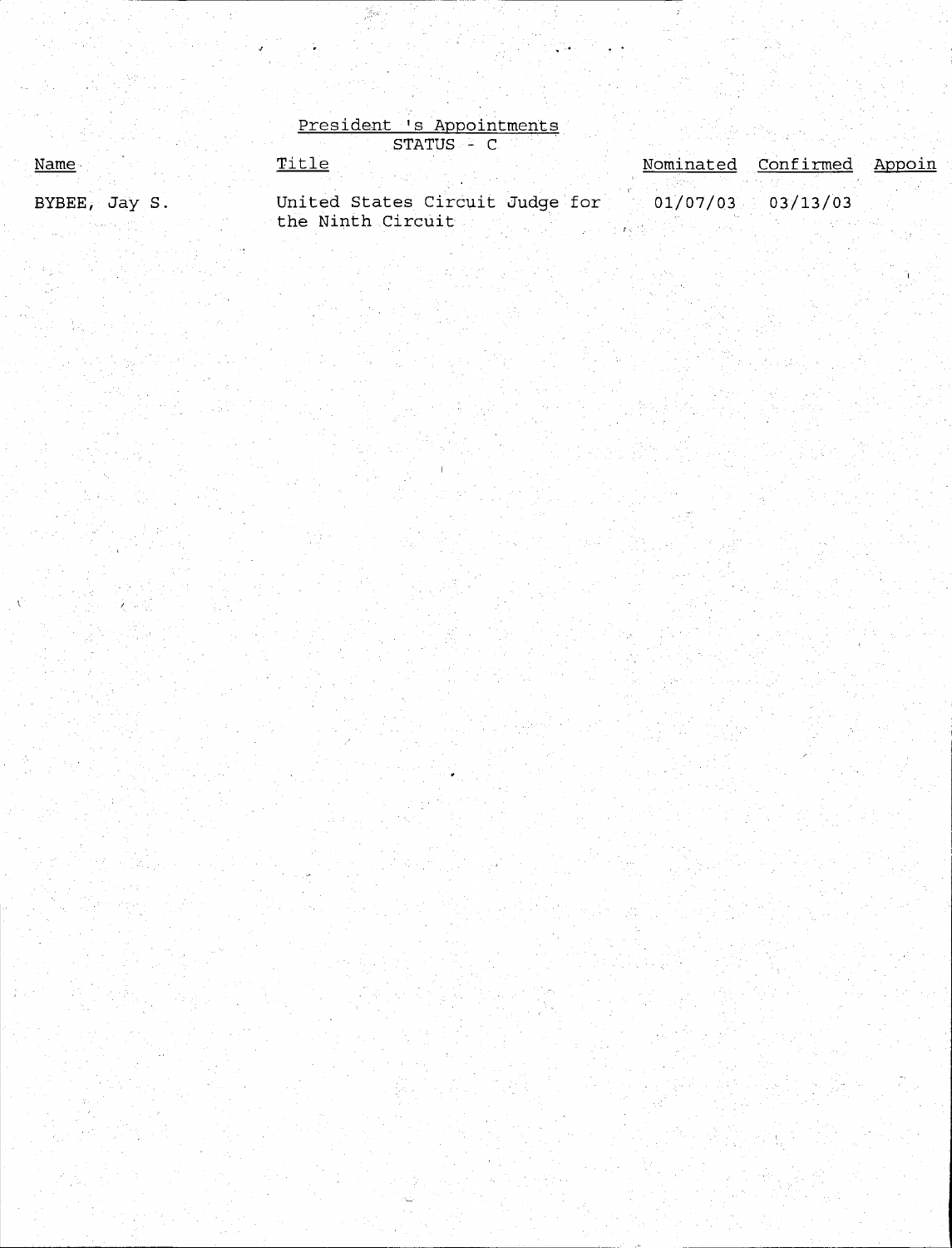President 's Appointments

STATUS - C

| Name | Title | Nominated | Confirmed | Appoin |
|---|---|---|---|---|
| BYBEE, Jay S. | United States Circuit Judge for the Ninth Circuit | 01/07/03 | 03/13/03 | |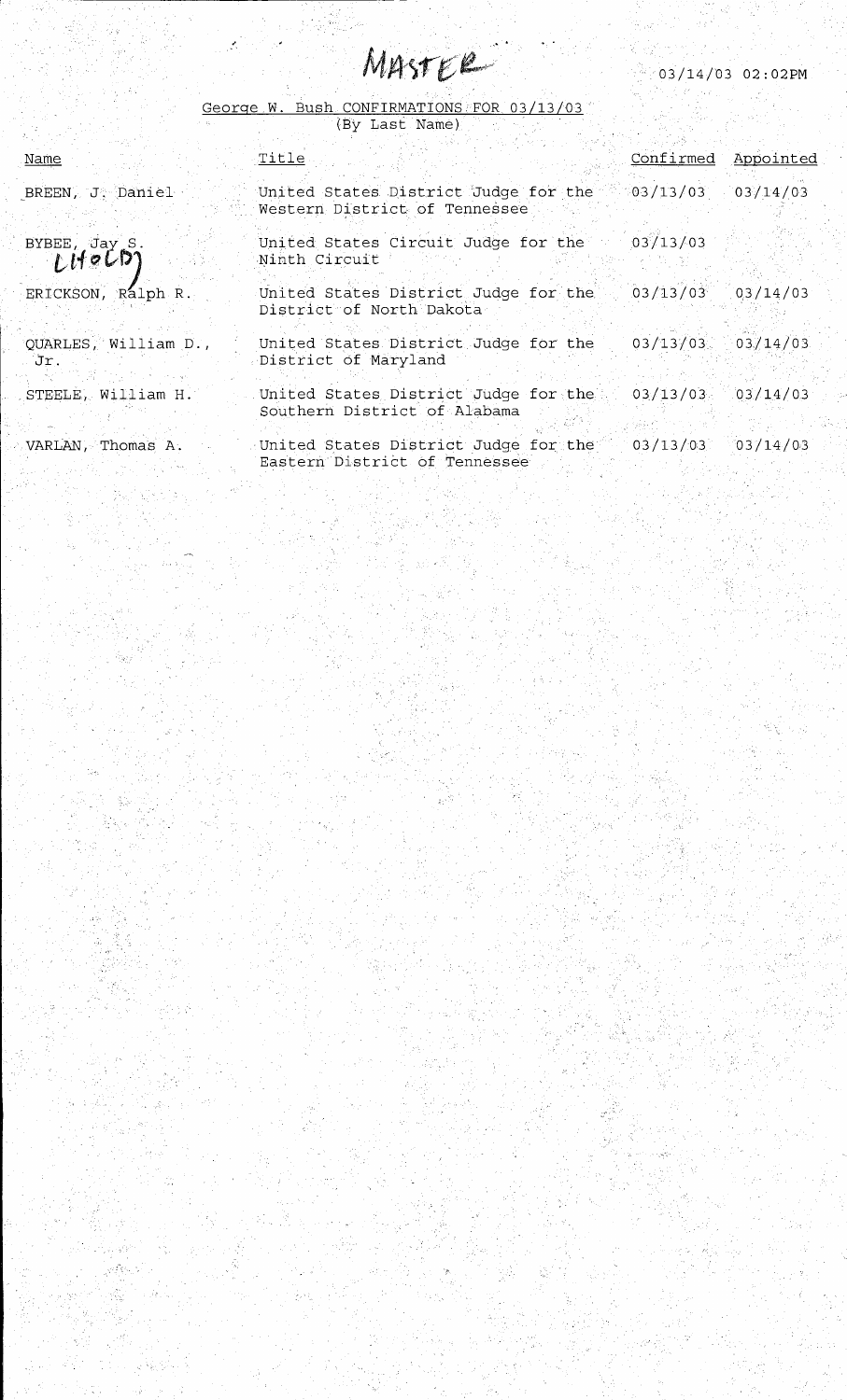MASTER

03/14/03 02:02PM

George W. Bush CONFIRMATIONS FOR 03/13/03
(By Last Name)

| Name | Title | Confirmed | Appointed |
|---|---|---|---|
| BREEN, J. Daniel | United States District Judge for the Western District of Tennessee | 03/13/03 | 03/14/03 |
| BYBEE, Jay S. (HOLD) | United States Circuit Judge for the Ninth Circuit | 03/13/03 | |
| ERICKSON, Ralph R. | United States District Judge for the District of North Dakota | 03/13/03 | 03/14/03 |
| QUARLES, William D., Jr. | United States District Judge for the District of Maryland | 03/13/03 | 03/14/03 |
| STEELE, William H. | United States District Judge for the Southern District of Alabama | 03/13/03 | 03/14/03 |
| VARLAN, Thomas A. | United States District Judge for the Eastern District of Tennessee | 03/13/03 | 03/14/03 |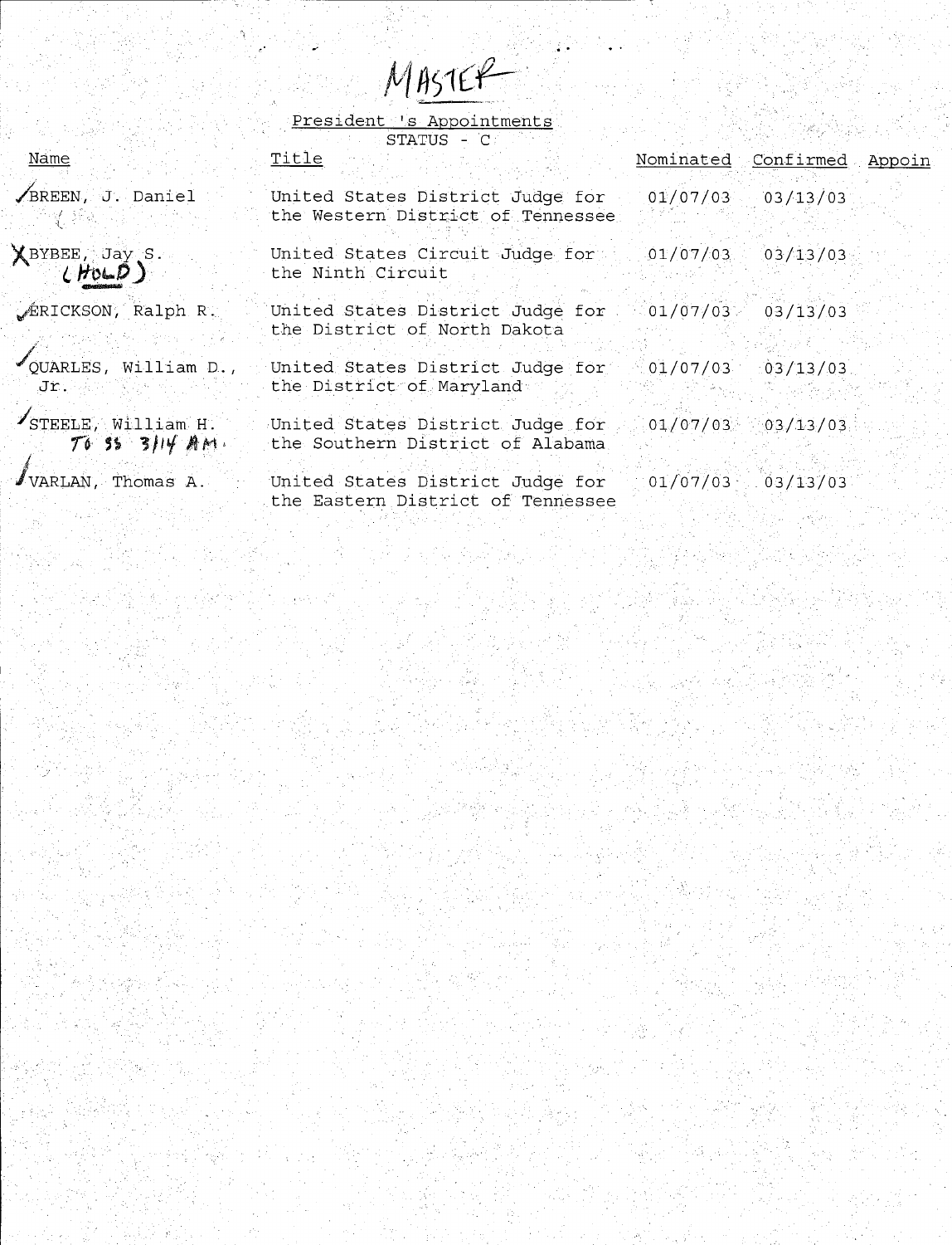MASTER

President 's Appointments

STATUS - C

| Name | Title | Nominated | Confirmed | Appoin |
|---|---|---|---|---|
| ✓BREEN, J. Daniel | United States District Judge for the Western District of Tennessee | 01/07/03 | 03/13/03 | |
| X BYBEE, Jay S. (HOLD) | United States Circuit Judge for the Ninth Circuit | 01/07/03 | 03/13/03 | |
| ✓ERICKSON, Ralph R. | United States District Judge for the District of North Dakota | 01/07/03 | 03/13/03 | |
| ✓QUARLES, William D., Jr. | United States District Judge for the District of Maryland | 01/07/03 | 03/13/03 | |
| ✓STEELE, William H. TO SS 3/14 AM. | United States District Judge for the Southern District of Alabama | 01/07/03 | 03/13/03 | |
| ✓VARLAN, Thomas A. | United States District Judge for the Eastern District of Tennessee | 01/07/03 | 03/13/03 | |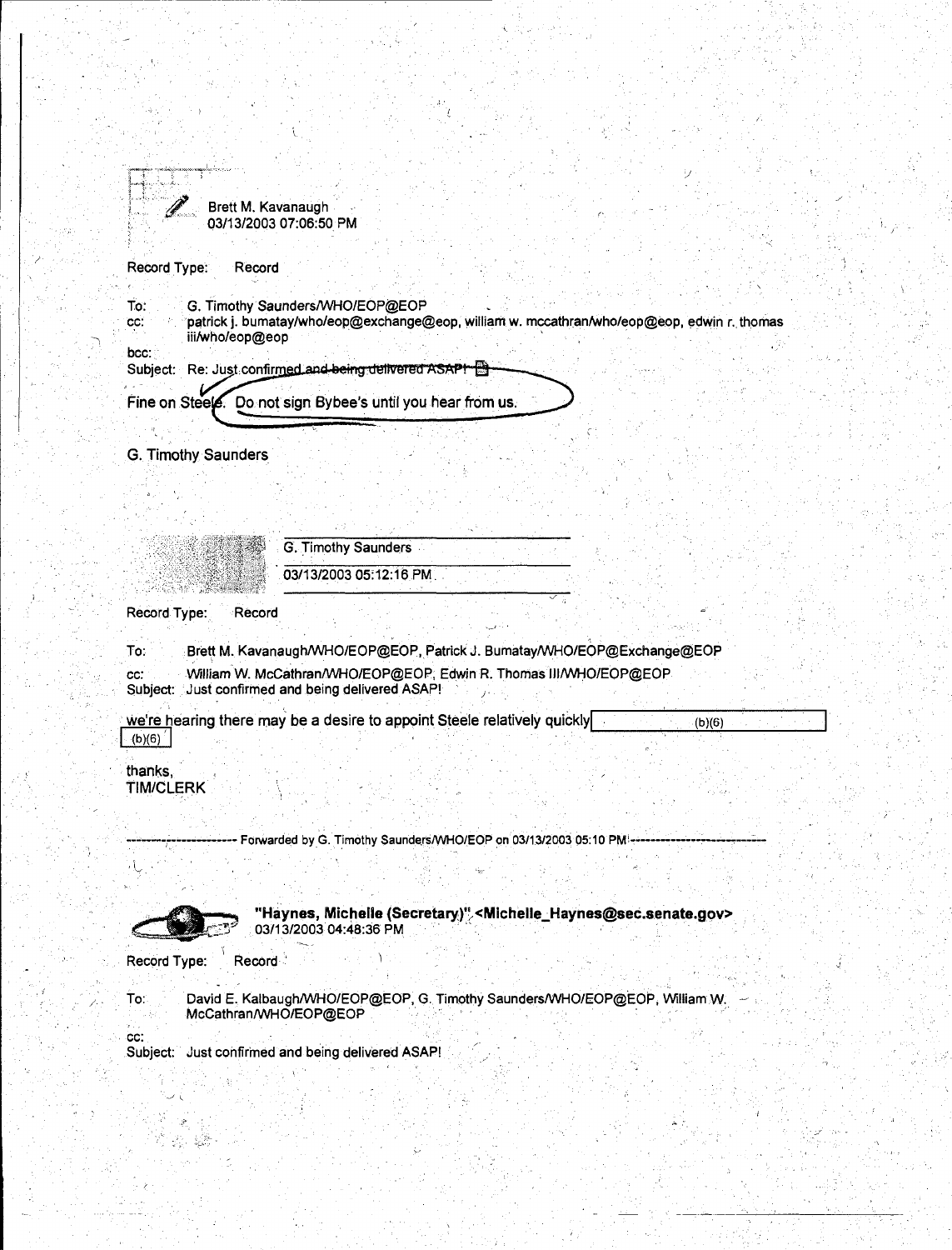Brett M. Kavanaugh
03/13/2003 07:06:50 PM

Record Type: Record

To: G. Timothy Saunders/WHO/EOP@EOP
cc: patrick j. bumatay/who/eop@exchange@eop, william w. mccathran/who/eop@eop, edwin r. thomas iii/who/eop@eop
bcc:
Subject: Re: Just confirmed and being delivered ASAP!

Fine on Steele. Do not sign Bybee's until you hear from us.

G. Timothy Saunders

---

G. Timothy Saunders
03/13/2003 05:12:16 PM

Record Type: Record

To: Brett M. Kavanaugh/WHO/EOP@EOP, Patrick J. Bumatay/WHO/EOP@Exchange@EOP
cc: William W. McCathran/WHO/EOP@EOP, Edwin R. Thomas III/WHO/EOP@EOP
Subject: Just confirmed and being delivered ASAP!

we're hearing there may be a desire to appoint Steele relatively quickly (b)(6) (b)(6)

thanks,
TIM/CLERK

---------------------- Forwarded by G. Timothy Saunders/WHO/EOP on 03/13/2003 05:10 PM ----------------------

"Haynes, Michelle (Secretary)" <Michelle_Haynes@sec.senate.gov>
03/13/2003 04:48:36 PM

Record Type: Record

To: David E. Kalbaugh/WHO/EOP@EOP, G. Timothy Saunders/WHO/EOP@EOP, William W. McCathran/WHO/EOP@EOP
cc:
Subject: Just confirmed and being delivered ASAP!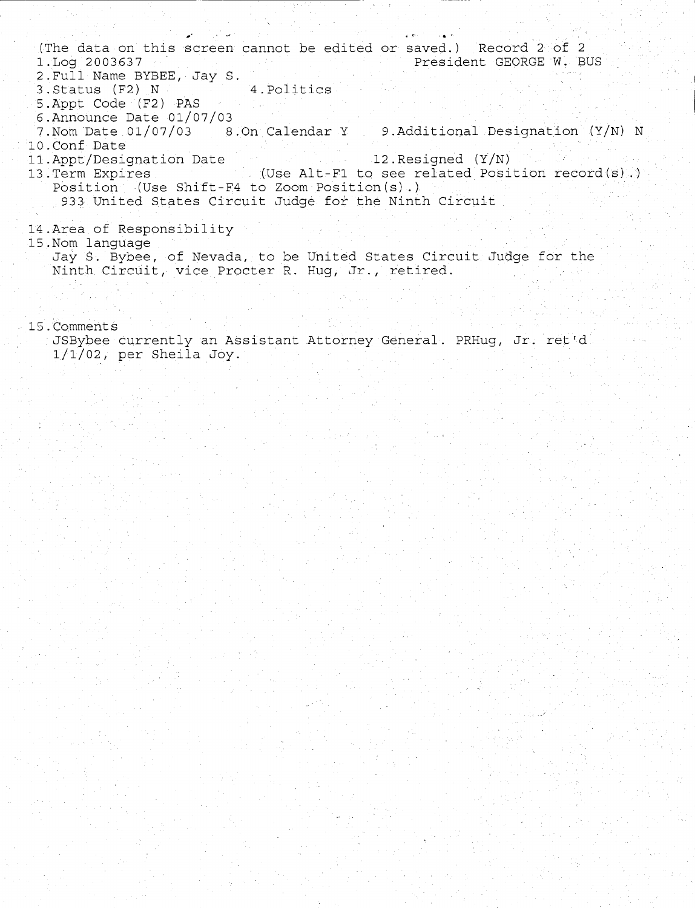(The data on this screen cannot be edited or saved.) Record 2 of 2

1.Log 2003637 President GEORGE W. BUS

2.Full Name BYBEE, Jay S.

3.Status (F2) N 4.Politics

5.Appt Code (F2) PAS

6.Announce Date 01/07/03

7.Nom Date 01/07/03 8.On Calendar Y 9.Additional Designation (Y/N) N

10.Conf Date

11.Appt/Designation Date 12.Resigned (Y/N)

13.Term Expires (Use Alt-F1 to see related Position record(s).)

Position (Use Shift-F4 to Zoom Position(s).)

933 United States Circuit Judge for the Ninth Circuit

14.Area of Responsibility

15.Nom language

Jay S. Bybee, of Nevada, to be United States Circuit Judge for the Ninth Circuit, vice Procter R. Hug, Jr., retired.

15.Comments

JSBybee currently an Assistant Attorney General. PRHug, Jr. ret'd 1/1/02, per Sheila Joy.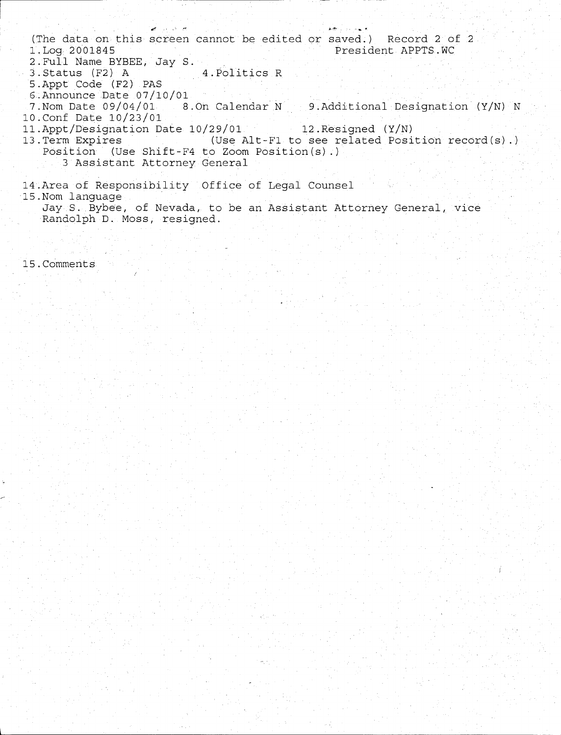(The data on this screen cannot be edited or saved.) Record 2 of 2

1.Log 2001845 President APPTS.WC

2.Full Name BYBEE, Jay S.

3.Status (F2) A 4.Politics R

5.Appt Code (F2) PAS

6.Announce Date 07/10/01

7.Nom Date 09/04/01 8.On Calendar N 9.Additional Designation (Y/N) N

10.Conf Date 10/23/01

11.Appt/Designation Date 10/29/01 12.Resigned (Y/N)

13.Term Expires (Use Alt-F1 to see related Position record(s).)

Position (Use Shift-F4 to Zoom Position(s).)

3 Assistant Attorney General

14.Area of Responsibility Office of Legal Counsel

15.Nom language

Jay S. Bybee, of Nevada, to be an Assistant Attorney General, vice Randolph D. Moss, resigned.

15.Comments